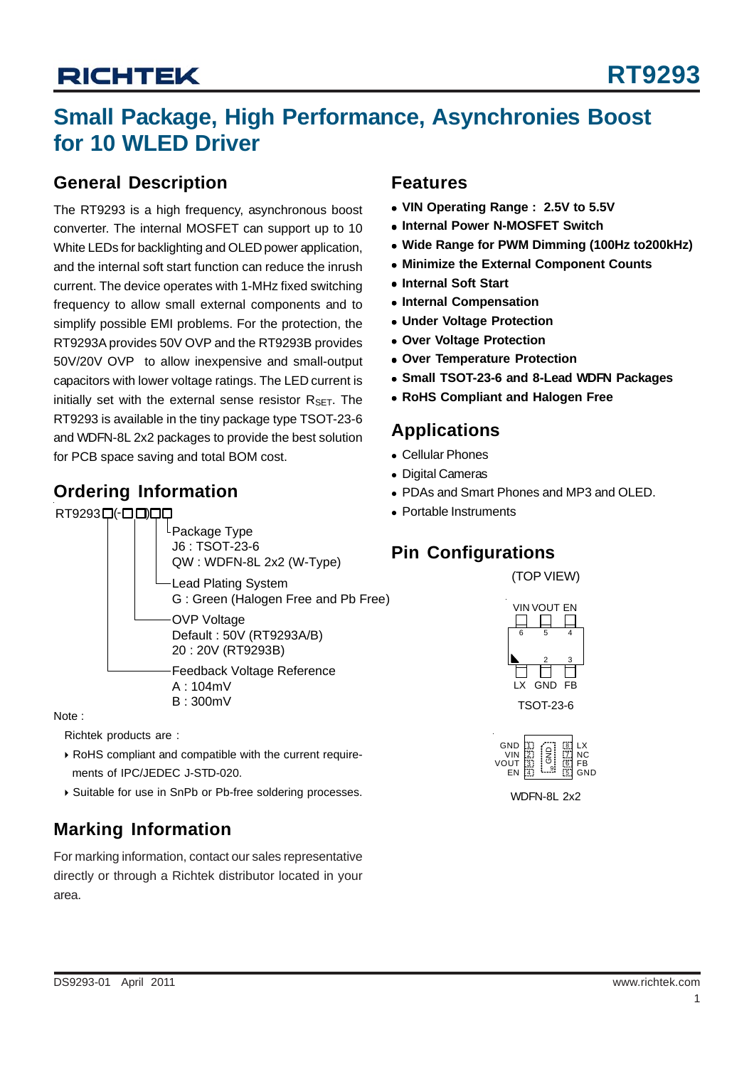# RT9293

## Small Package, High Performance, Asynchronies Boost for 10 WLED Driver

### General Description

The RT9293 is a high frequency, asynchronous boost converter. The internal MOSFET can support up to 10 White LEDs for backlighting and OLED power application, and the internal soft start function can reduce the inrush current. The device operates with 1-MHz fixed switching frequency to allow small external components and to simplify possible EMI problems. For the protection, the RT9293A provides 50V OVP and the RT9293B provides 50V/20V OVP to allow inexpensive and small-output capacitors with lower voltage ratings. The LED current is initially set with the external sense resistor $R_{SET}$. The RT9293 is available in the tiny package type TSOT-23-6 and WDFN-8L 2x2 packages to provide the best solution for PCB space saving and total BOM cost.

### Ordering Information

RT9293□(-□□)□□

- Package Type
  - J6 : TSOT-23-6
  - QW : WDFN-8L 2x2 (W-Type)
- Lead Plating System
  - G : Green (Halogen Free and Pb Free)
- OVP Voltage
  - Default : 50V (RT9293A/B)
  - 20 : 20V (RT9293B)
- Feedback Voltage Reference
  - A : 104mV
  - B : 300mV

Note :

Richtek products are :

- RoHS compliant and compatible with the current requirements of IPC/JEDEC J-STD-020.
- Suitable for use in SnPb or Pb-free soldering processes.

### Marking Information

For marking information, contact our sales representative directly or through a Richtek distributor located in your area.

### Features

- **VIN Operating Range : 2.5V to 5.5V**
- **Internal Power N-MOSFET Switch**
- **Wide Range for PWM Dimming (100Hz to200kHz)**
- **Minimize the External Component Counts**
- **Internal Soft Start**
- **Internal Compensation**
- **Under Voltage Protection**
- **Over Voltage Protection**
- **Over Temperature Protection**
- **Small TSOT-23-6 and 8-Lead WDFN Packages**
- **RoHS Compliant and Halogen Free**

### Applications

- Cellular Phones
- Digital Cameras
- PDAs and Smart Phones and MP3 and OLED.
- Portable Instruments

### Pin Configurations

(TOP VIEW)

TSOT-23-6: pins 6 VIN, 5 VOUT, 4 EN (top); 1 LX, 2 GND, 3 FB (bottom)

TSOT-23-6

WDFN-8L 2x2: 1 GND, 2 VIN, 3 VOUT, 4 EN, 5 GND, 6 FB, 7 NC, 8 LX, 9 GND (exposed pad)

WDFN-8L 2x2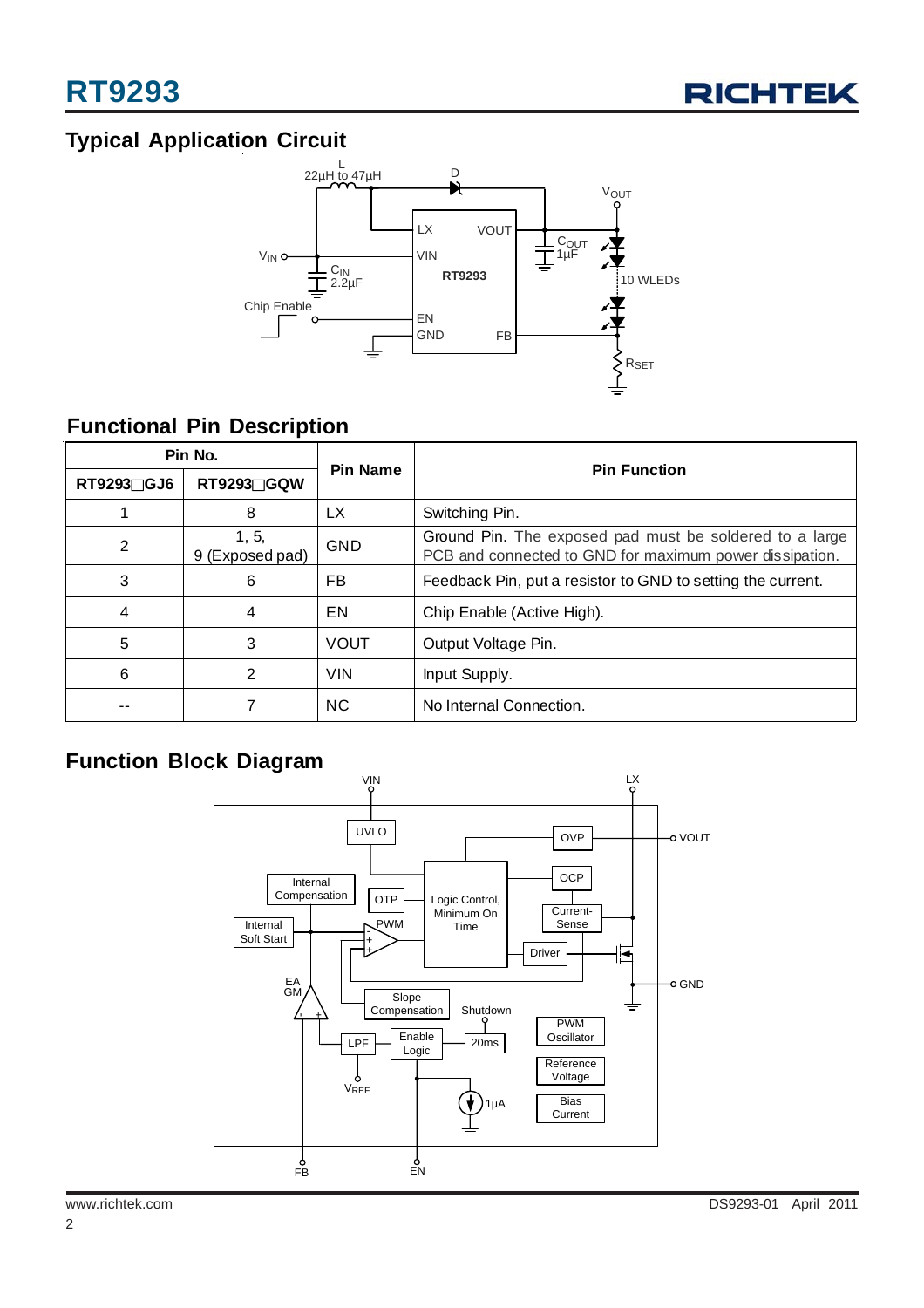## Typical Application Circuit

## Functional Pin Description

| Pin No. | | Pin Name | Pin Function |
|---|---|---|---|
| RT9293□GJ6 | RT9293□GQW | | |
| 1 | 8 | LX | Switching Pin. |
| 2 | 1, 5,<br>9 (Exposed pad) | GND | Ground Pin. The exposed pad must be soldered to a large PCB and connected to GND for maximum power dissipation. |
| 3 | 6 | FB | Feedback Pin, put a resistor to GND to setting the current. |
| 4 | 4 | EN | Chip Enable (Active High). |
| 5 | 3 | VOUT | Output Voltage Pin. |
| 6 | 2 | VIN | Input Supply. |
| -- | 7 | NC | No Internal Connection. |

## Function Block Diagram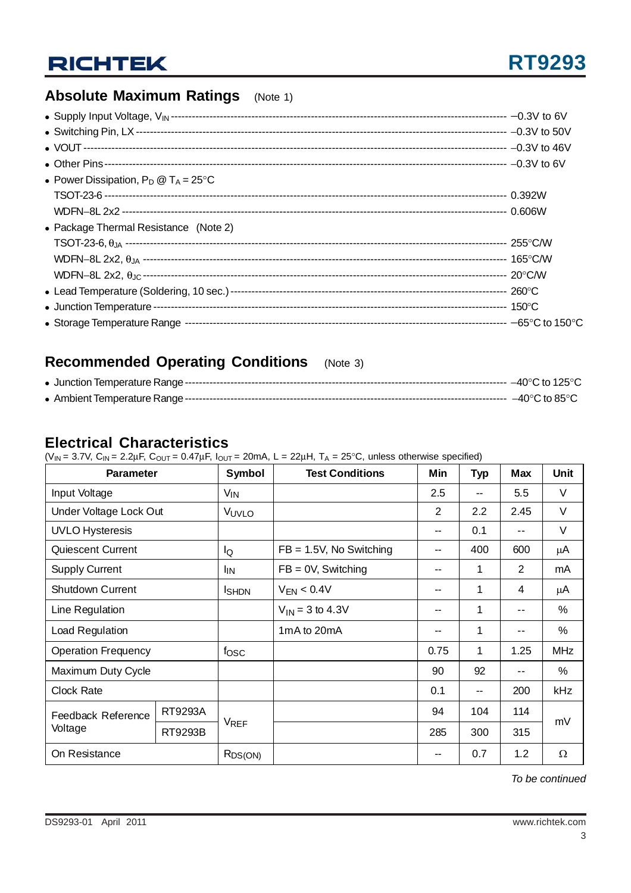## Absolute Maximum Ratings (Note 1)

- Supply Input Voltage, $V_{IN}$ ----- −0.3V to 6V
- Switching Pin, LX ----- −0.3V to 50V
- VOUT ----- −0.3V to 46V
- Other Pins ----- −0.3V to 6V
- Power Dissipation, $P_D$ @ $T_A$ = 25°C
  - TSOT-23-6 ----- 0.392W
  - WDFN−8L 2x2 ----- 0.606W
- Package Thermal Resistance (Note 2)
  - TSOT-23-6, $\theta_{JA}$ ----- 255°C/W
  - WDFN−8L 2x2, $\theta_{JA}$ ----- 165°C/W
  - WDFN−8L 2x2, $\theta_{JC}$ ----- 20°C/W
- Lead Temperature (Soldering, 10 sec.) ----- 260°C
- Junction Temperature ----- 150°C
- Storage Temperature Range ----- −65°C to 150°C

## Recommended Operating Conditions (Note 3)

- Junction Temperature Range ----- −40°C to 125°C
- Ambient Temperature Range ----- −40°C to 85°C

## Electrical Characteristics

($V_{IN}$ = 3.7V, $C_{IN}$ = 2.2µF, $C_{OUT}$ = 0.47µF, $I_{OUT}$ = 20mA, L = 22µH, $T_A$ = 25°C, unless otherwise specified)

| Parameter | | Symbol | Test Conditions | Min | Typ | Max | Unit |
|---|---|---|---|---|---|---|---|
| Input Voltage | | $V_{IN}$ | | 2.5 | -- | 5.5 | V |
| Under Voltage Lock Out | | $V_{UVLO}$ | | 2 | 2.2 | 2.45 | V |
| UVLO Hysteresis | | | | -- | 0.1 | -- | V |
| Quiescent Current | | $I_Q$ | FB = 1.5V, No Switching | -- | 400 | 600 | µA |
| Supply Current | | $I_{IN}$ | FB = 0V, Switching | -- | 1 | 2 | mA |
| Shutdown Current | | $I_{SHDN}$ | $V_{EN}$ < 0.4V | -- | 1 | 4 | µA |
| Line Regulation | | | $V_{IN}$ = 3 to 4.3V | -- | 1 | -- | % |
| Load Regulation | | | 1mA to 20mA | -- | 1 | -- | % |
| Operation Frequency | | $f_{OSC}$ | | 0.75 | 1 | 1.25 | MHz |
| Maximum Duty Cycle | | | | 90 | 92 | -- | % |
| Clock Rate | | | | 0.1 | -- | 200 | kHz |
| Feedback Reference Voltage | RT9293A | $V_{REF}$ | | 94 | 104 | 114 | mV |
| | RT9293B | | | 285 | 300 | 315 | |
| On Resistance | | $R_{DS(ON)}$ | | -- | 0.7 | 1.2 | Ω |

*To be continued*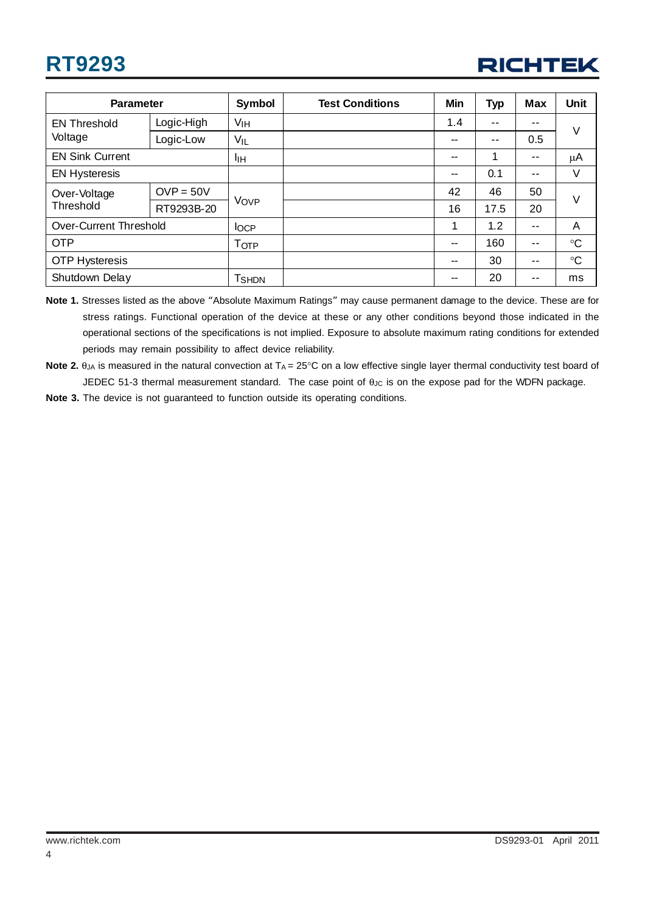| Parameter | | Symbol | Test Conditions | Min | Typ | Max | Unit |
|---|---|---|---|---|---|---|---|
| EN Threshold Voltage | Logic-High | $V_{IH}$ | | 1.4 | -- | -- | V |
| | Logic-Low | $V_{IL}$ | | -- | -- | 0.5 | |
| EN Sink Current | | $I_{IH}$ | | -- | 1 | -- | μA |
| EN Hysteresis | | | | -- | 0.1 | -- | V |
| Over-Voltage Threshold | OVP = 50V | $V_{OVP}$ | | 42 | 46 | 50 | V |
| | RT9293B-20 | | | 16 | 17.5 | 20 | |
| Over-Current Threshold | | $I_{OCP}$ | | 1 | 1.2 | -- | A |
| OTP | | $T_{OTP}$ | | -- | 160 | -- | °C |
| OTP Hysteresis | | | | -- | 30 | -- | °C |
| Shutdown Delay | | $T_{SHDN}$ | | -- | 20 | -- | ms |

**Note 1.** Stresses listed as the above "Absolute Maximum Ratings" may cause permanent damage to the device. These are for stress ratings. Functional operation of the device at these or any other conditions beyond those indicated in the operational sections of the specifications is not implied. Exposure to absolute maximum rating conditions for extended periods may remain possibility to affect device reliability.

**Note 2.** $\theta_{JA}$ is measured in the natural convection at $T_A$ = 25°C on a low effective single layer thermal conductivity test board of JEDEC 51-3 thermal measurement standard. The case point of $\theta_{JC}$ is on the expose pad for the WDFN package.

**Note 3.** The device is not guaranteed to function outside its operating conditions.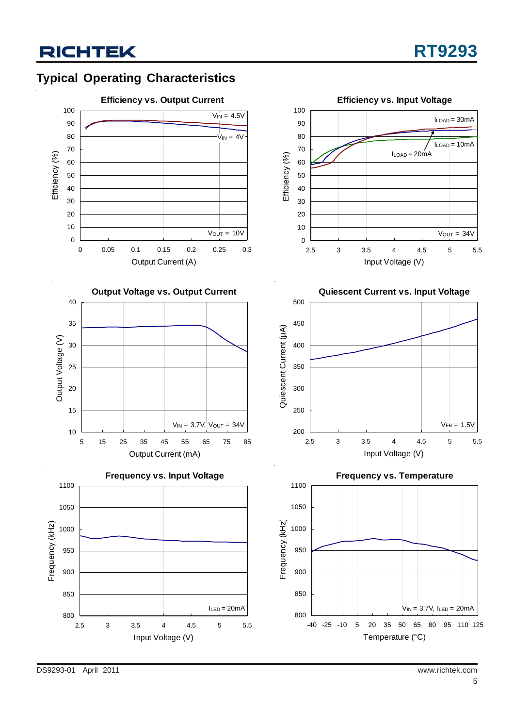## Typical Operating Characteristics

**Efficiency vs. Output Current**

$V_{IN}$ = 4.5V

$V_{IN}$ = 4V

$V_{OUT}$ = 10V

Efficiency (%)

Output Current (A)

**Efficiency vs. Input Voltage**

$I_{LOAD}$ = 30mA

$I_{LOAD}$ = 10mA

$I_{LOAD}$ = 20mA

$V_{OUT}$ = 34V

Efficiency (%)

Input Voltage (V)

**Output Voltage vs. Output Current**

$V_{IN}$ = 3.7V, $V_{OUT}$ = 34V

Output Voltage (V)

Output Current (mA)

**Quiescent Current vs. Input Voltage**

$V_{FB}$ = 1.5V

Quiescent Current (μA)

Input Voltage (V)

**Frequency vs. Input Voltage**

$I_{LED}$ = 20mA

Frequency (kHz)

Input Voltage (V)

**Frequency vs. Temperature**

$V_{IN}$ = 3.7V, $I_{LED}$ = 20mA

Frequency (kHz)

Temperature (°C)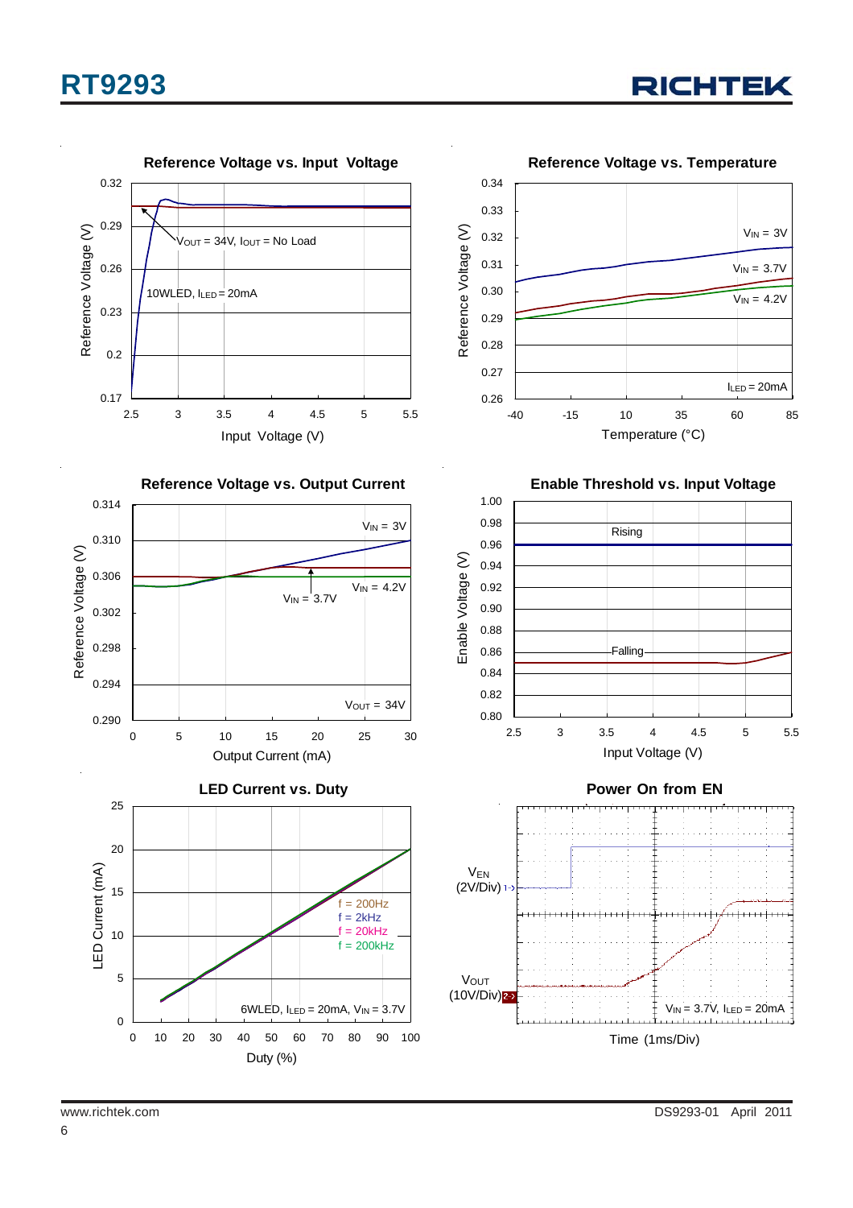Reference Voltage vs. Input Voltage

Reference Voltage (V) vs. Input Voltage (V)

$V_{OUT}$ = 34V, $I_{OUT}$ = No Load

10WLED, $I_{LED}$ = 20mA

Reference Voltage vs. Temperature

Reference Voltage (V) vs. Temperature (°C)

$V_{IN}$ = 3V

$V_{IN}$ = 3.7V

$V_{IN}$ = 4.2V

$I_{LED}$ = 20mA

Reference Voltage vs. Output Current

Reference Voltage (V) vs. Output Current (mA)

$V_{IN}$ = 3V

$V_{IN}$ = 4.2V

$V_{IN}$ = 3.7V

$V_{OUT}$ = 34V

Enable Threshold vs. Input Voltage

Enable Voltage (V) vs. Input Voltage (V)

Rising

Falling

LED Current vs. Duty

LED Current (mA) vs. Duty (%)

f = 200Hz

f = 2kHz

f = 20kHz

f = 200kHz

6WLED, $I_{LED}$ = 20mA, $V_{IN}$ = 3.7V

Power On from EN

$V_{EN}$ (2V/Div)

$V_{OUT}$ (10V/Div)

$V_{IN}$ = 3.7V, $I_{LED}$ = 20mA

Time (1ms/Div)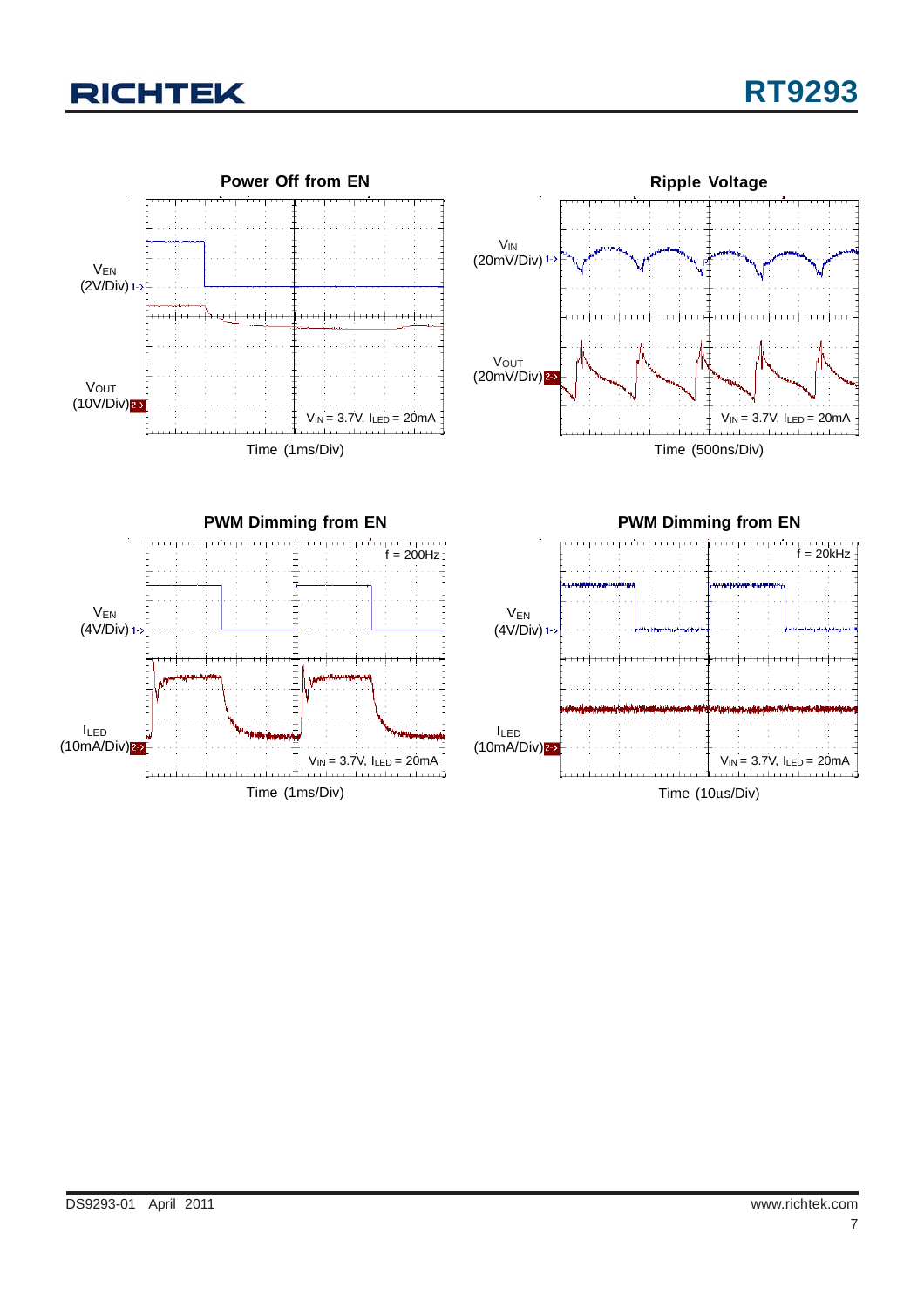**Power Off from EN**

$V_{EN}$ (2V/Div)

$V_{OUT}$ (10V/Div)

$V_{IN}$ = 3.7V, $I_{LED}$ = 20mA

Time (1ms/Div)

**Ripple Voltage**

$V_{IN}$ (20mV/Div)

$V_{OUT}$ (20mV/Div)

$V_{IN}$ = 3.7V, $I_{LED}$ = 20mA

Time (500ns/Div)

**PWM Dimming from EN**

f = 200Hz

$V_{EN}$ (4V/Div)

$I_{LED}$ (10mA/Div)

$V_{IN}$ = 3.7V, $I_{LED}$ = 20mA

Time (1ms/Div)

**PWM Dimming from EN**

f = 20kHz

$V_{EN}$ (4V/Div)

$I_{LED}$ (10mA/Div)

$V_{IN}$ = 3.7V, $I_{LED}$ = 20mA

Time (10μs/Div)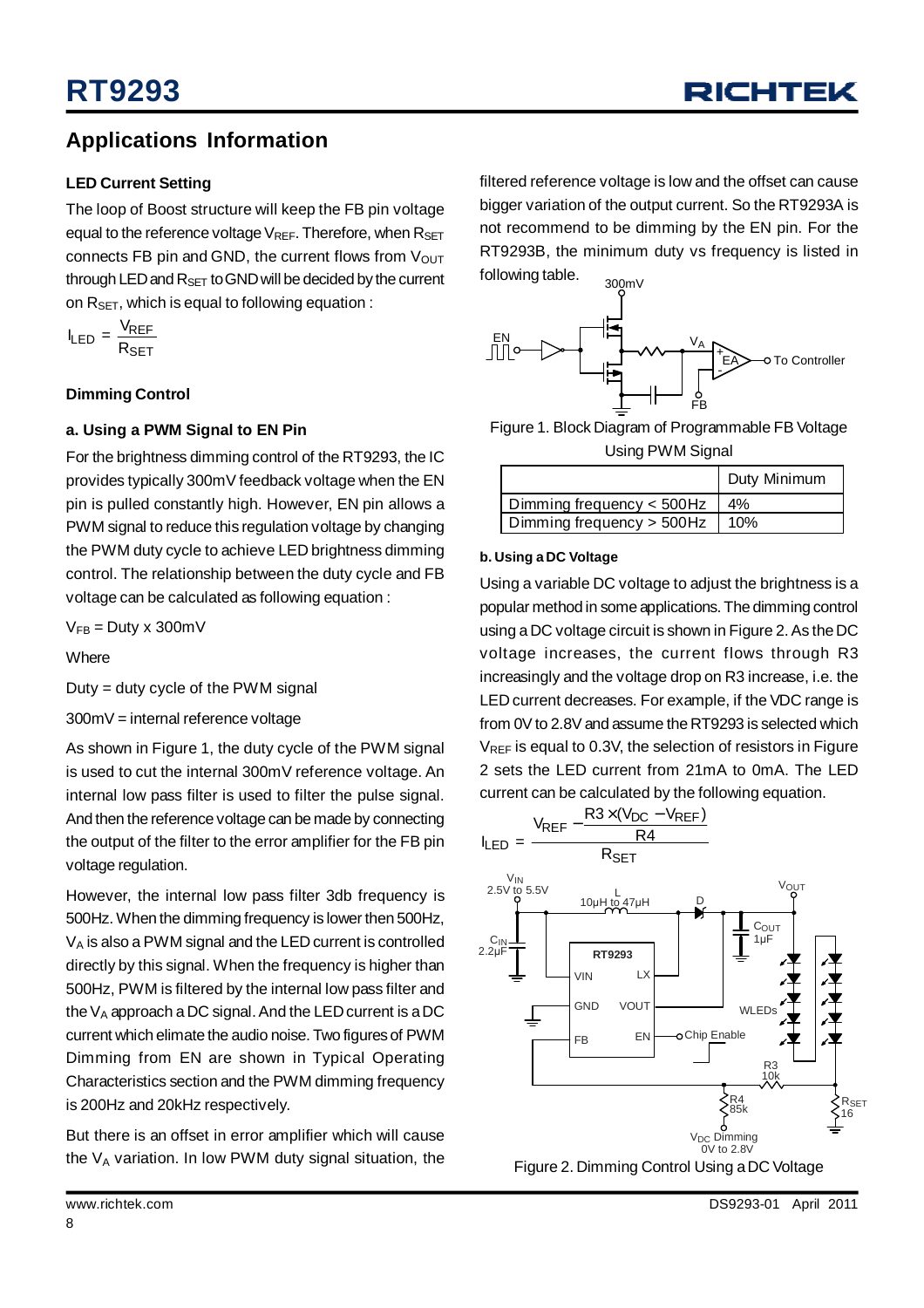## Applications Information

### LED Current Setting

The loop of Boost structure will keep the FB pin voltage equal to the reference voltage $V_{REF}$. Therefore, when $R_{SET}$ connects FB pin and GND, the current flows from $V_{OUT}$ through LED and $R_{SET}$ to GND will be decided by the current on $R_{SET}$, which is equal to following equation :

$$I_{LED} = \frac{V_{REF}}{R_{SET}}$$

### Dimming Control

#### a. Using a PWM Signal to EN Pin

For the brightness dimming control of the RT9293, the IC provides typically 300mV feedback voltage when the EN pin is pulled constantly high. However, EN pin allows a PWM signal to reduce this regulation voltage by changing the PWM duty cycle to achieve LED brightness dimming control. The relationship between the duty cycle and FB voltage can be calculated as following equation :

$V_{FB}$ = Duty x 300mV

Where

Duty = duty cycle of the PWM signal

300mV = internal reference voltage

As shown in Figure 1, the duty cycle of the PWM signal is used to cut the internal 300mV reference voltage. An internal low pass filter is used to filter the pulse signal. And then the reference voltage can be made by connecting the output of the filter to the error amplifier for the FB pin voltage regulation.

However, the internal low pass filter 3db frequency is 500Hz. When the dimming frequency is lower then 500Hz, $V_A$ is also a PWM signal and the LED current is controlled directly by this signal. When the frequency is higher than 500Hz, PWM is filtered by the internal low pass filter and the $V_A$ approach a DC signal. And the LED current is a DC current which elimate the audio noise. Two figures of PWM Dimming from EN are shown in Typical Operating Characteristics section and the PWM dimming frequency is 200Hz and 20kHz respectively.

But there is an offset in error amplifier which will cause the $V_A$ variation. In low PWM duty signal situation, the filtered reference voltage is low and the offset can cause bigger variation of the output current. So the RT9293A is not recommend to be dimming by the EN pin. For the RT9293B, the minimum duty vs frequency is listed in following table.

Figure 1. Block Diagram of Programmable FB Voltage Using PWM Signal

| | Duty Minimum |
|---|---|
| Dimming frequency < 500Hz | 4% |
| Dimming frequency > 500Hz | 10% |

#### b. Using a DC Voltage

Using a variable DC voltage to adjust the brightness is a popular method in some applications. The dimming control using a DC voltage circuit is shown in Figure 2. As the DC voltage increases, the current flows through R3 increasingly and the voltage drop on R3 increase, i.e. the LED current decreases. For example, if the VDC range is from 0V to 2.8V and assume the RT9293 is selected which $V_{REF}$ is equal to 0.3V, the selection of resistors in Figure 2 sets the LED current from 21mA to 0mA. The LED current can be calculated by the following equation.

$$I_{LED} = \frac{V_{REF} - \frac{R3 \times (V_{DC} - V_{REF})}{R4}}{R_{SET}}$$

Figure 2. Dimming Control Using a DC Voltage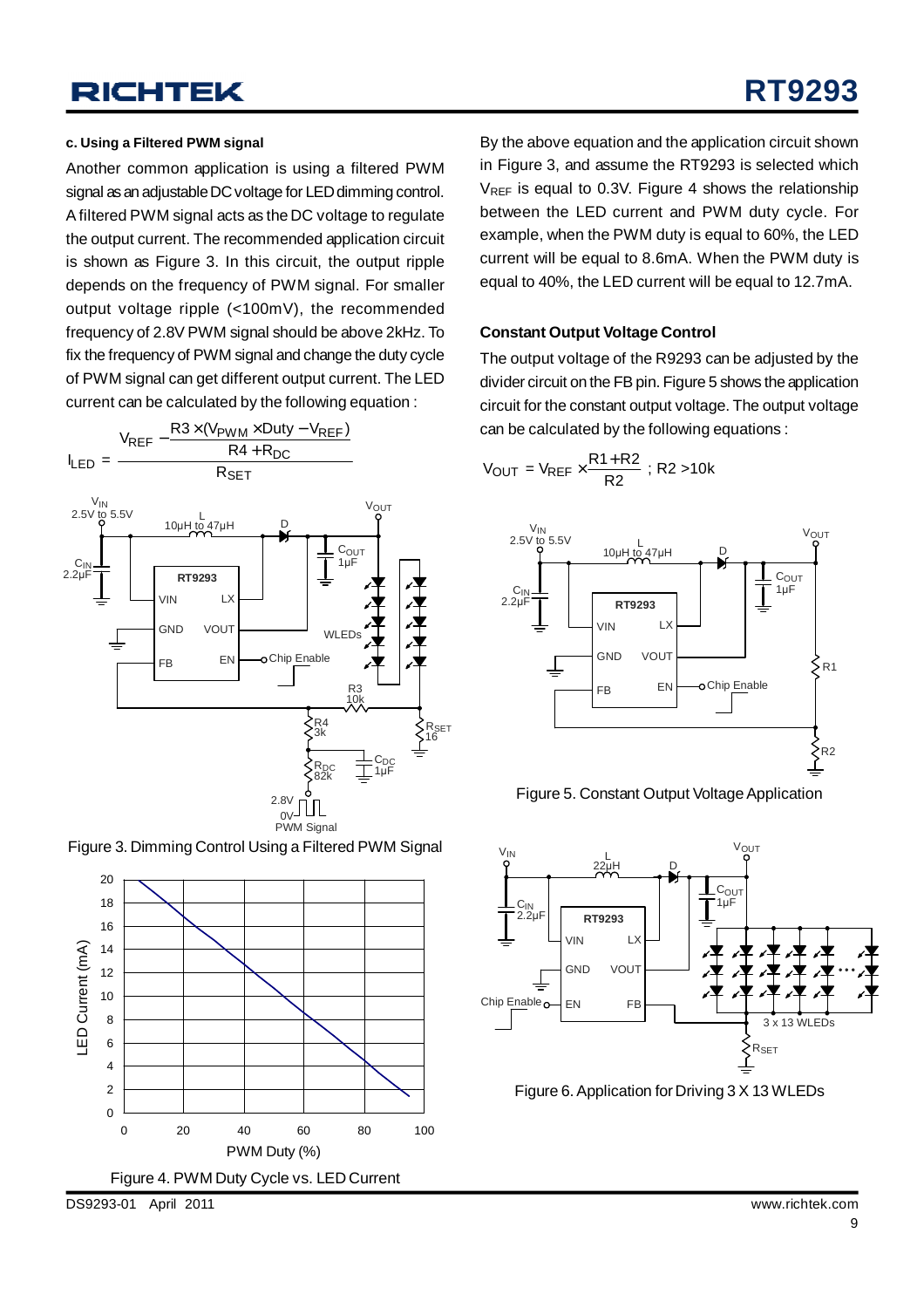**c. Using a Filtered PWM signal**

Another common application is using a filtered PWM signal as an adjustable DC voltage for LED dimming control. A filtered PWM signal acts as the DC voltage to regulate the output current. The recommended application circuit is shown as Figure 3. In this circuit, the output ripple depends on the frequency of PWM signal. For smaller output voltage ripple (<100mV), the recommended frequency of 2.8V PWM signal should be above 2kHz. To fix the frequency of PWM signal and change the duty cycle of PWM signal can get different output current. The LED current can be calculated by the following equation :

$$I_{LED} = \frac{V_{REF} - \dfrac{R3 \times (V_{PWM} \times Duty - V_{REF})}{R4 + R_{DC}}}{R_{SET}}$$

Figure 3. Dimming Control Using a Filtered PWM Signal

Figure 4. PWM Duty Cycle vs. LED Current

By the above equation and the application circuit shown in Figure 3, and assume the RT9293 is selected which $V_{REF}$ is equal to 0.3V. Figure 4 shows the relationship between the LED current and PWM duty cycle. For example, when the PWM duty is equal to 60%, the LED current will be equal to 8.6mA. When the PWM duty is equal to 40%, the LED current will be equal to 12.7mA.

**Constant Output Voltage Control**

The output voltage of the R9293 can be adjusted by the divider circuit on the FB pin. Figure 5 shows the application circuit for the constant output voltage. The output voltage can be calculated by the following equations :

$$V_{OUT} = V_{REF} \times \frac{R1 + R2}{R2} \text{ ; } R2 > 10k$$

Figure 5. Constant Output Voltage Application

Figure 6. Application for Driving 3 X 13 WLEDs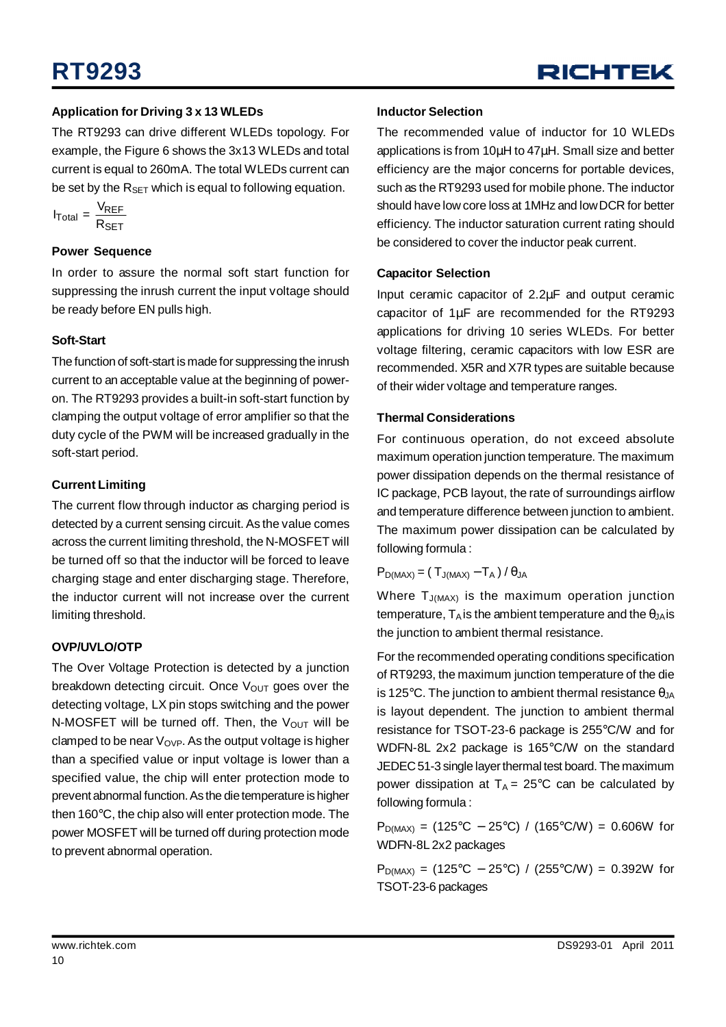### Application for Driving 3 x 13 WLEDs

The RT9293 can drive different WLEDs topology. For example, the Figure 6 shows the 3x13 WLEDs and total current is equal to 260mA. The total WLEDs current can be set by the $R_{SET}$ which is equal to following equation.

$$I_{Total} = \frac{V_{REF}}{R_{SET}}$$

### Power Sequence

In order to assure the normal soft start function for suppressing the inrush current the input voltage should be ready before EN pulls high.

### Soft-Start

The function of soft-start is made for suppressing the inrush current to an acceptable value at the beginning of power-on. The RT9293 provides a built-in soft-start function by clamping the output voltage of error amplifier so that the duty cycle of the PWM will be increased gradually in the soft-start period.

### Current Limiting

The current flow through inductor as charging period is detected by a current sensing circuit. As the value comes across the current limiting threshold, the N-MOSFET will be turned off so that the inductor will be forced to leave charging stage and enter discharging stage. Therefore, the inductor current will not increase over the current limiting threshold.

### OVP/UVLO/OTP

The Over Voltage Protection is detected by a junction breakdown detecting circuit. Once $V_{OUT}$ goes over the detecting voltage, LX pin stops switching and the power N-MOSFET will be turned off. Then, the $V_{OUT}$ will be clamped to be near $V_{OVP}$. As the output voltage is higher than a specified value or input voltage is lower than a specified value, the chip will enter protection mode to prevent abnormal function. As the die temperature is higher then 160°C, the chip also will enter protection mode. The power MOSFET will be turned off during protection mode to prevent abnormal operation.

### Inductor Selection

The recommended value of inductor for 10 WLEDs applications is from 10μH to 47μH. Small size and better efficiency are the major concerns for portable devices, such as the RT9293 used for mobile phone. The inductor should have low core loss at 1MHz and low DCR for better efficiency. The inductor saturation current rating should be considered to cover the inductor peak current.

### Capacitor Selection

Input ceramic capacitor of 2.2μF and output ceramic capacitor of 1μF are recommended for the RT9293 applications for driving 10 series WLEDs. For better voltage filtering, ceramic capacitors with low ESR are recommended. X5R and X7R types are suitable because of their wider voltage and temperature ranges.

### Thermal Considerations

For continuous operation, do not exceed absolute maximum operation junction temperature. The maximum power dissipation depends on the thermal resistance of IC package, PCB layout, the rate of surroundings airflow and temperature difference between junction to ambient. The maximum power dissipation can be calculated by following formula :

$$P_{D(MAX)} = ( T_{J(MAX)} - T_A ) / \theta_{JA}$$

Where $T_{J(MAX)}$ is the maximum operation junction temperature, $T_A$ is the ambient temperature and the $\theta_{JA}$ is the junction to ambient thermal resistance.

For the recommended operating conditions specification of RT9293, the maximum junction temperature of the die is 125°C. The junction to ambient thermal resistance $\theta_{JA}$ is layout dependent. The junction to ambient thermal resistance for TSOT-23-6 package is 255°C/W and for WDFN-8L 2x2 package is 165°C/W on the standard JEDEC 51-3 single layer thermal test board. The maximum power dissipation at $T_A$ = 25°C can be calculated by following formula :

$P_{D(MAX)}$ = (125°C − 25°C) / (165°C/W) = 0.606W for WDFN-8L 2x2 packages

$P_{D(MAX)}$ = (125°C − 25°C) / (255°C/W) = 0.392W for TSOT-23-6 packages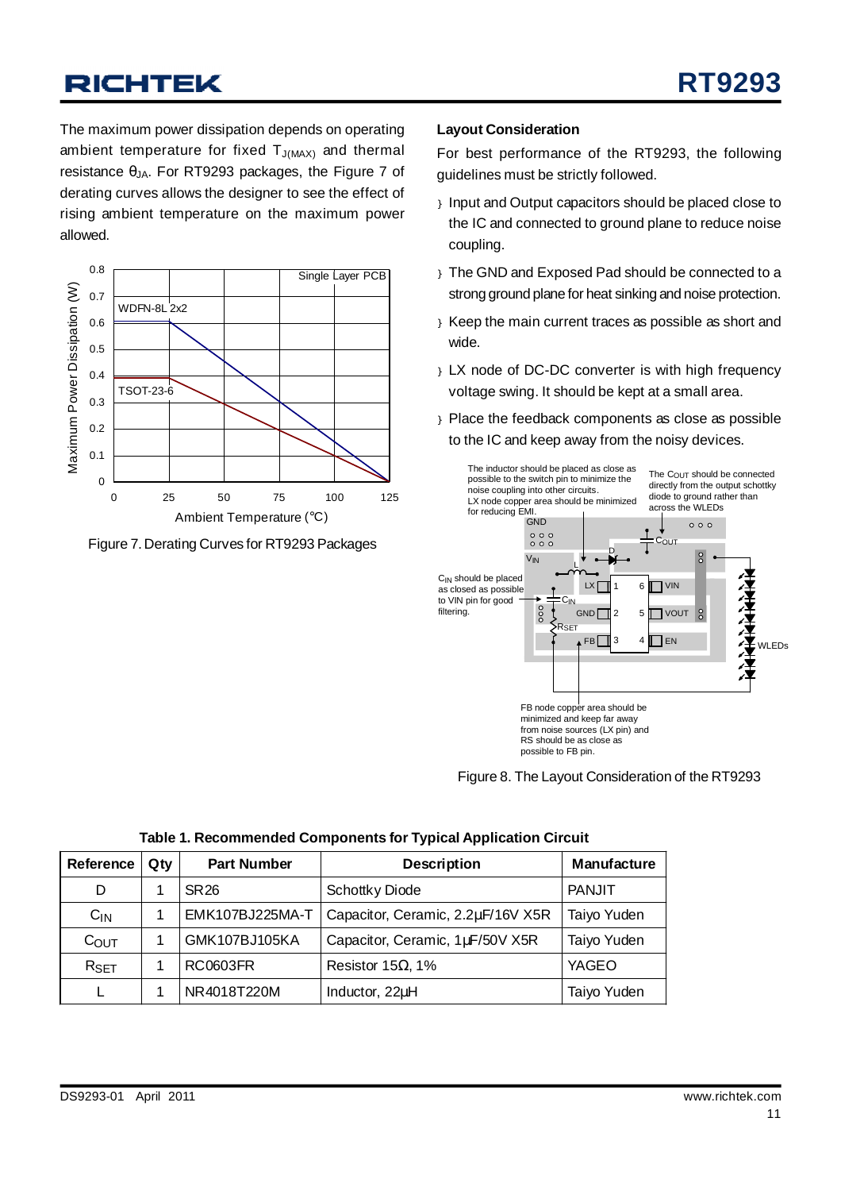The maximum power dissipation depends on operating ambient temperature for fixed $T_{J(MAX)}$ and thermal resistance $\theta_{JA}$. For RT9293 packages, the Figure 7 of derating curves allows the designer to see the effect of rising ambient temperature on the maximum power allowed.

Figure 7. Derating Curves for RT9293 Packages

### Layout Consideration

For best performance of the RT9293, the following guidelines must be strictly followed.

- Input and Output capacitors should be placed close to the IC and connected to ground plane to reduce noise coupling.
- The GND and Exposed Pad should be connected to a strong ground plane for heat sinking and noise protection.
- Keep the main current traces as possible as short and wide.
- LX node of DC-DC converter is with high frequency voltage swing. It should be kept at a small area.
- Place the feedback components as close as possible to the IC and keep away from the noisy devices.

Figure 8. The Layout Consideration of the RT9293

**Table 1. Recommended Components for Typical Application Circuit**

| Reference | Qty | Part Number | Description | Manufacture |
|---|---|---|---|---|
| D | 1 | SR26 | Schottky Diode | PANJIT |
| $C_{IN}$ | 1 | EMK107BJ225MA-T | Capacitor, Ceramic, 2.2μF/16V X5R | Taiyo Yuden |
| $C_{OUT}$ | 1 | GMK107BJ105KA | Capacitor, Ceramic, 1μF/50V X5R | Taiyo Yuden |
| $R_{SET}$ | 1 | RC0603FR | Resistor 15Ω, 1% | YAGEO |
| L | 1 | NR4018T220M | Inductor, 22μH | Taiyo Yuden |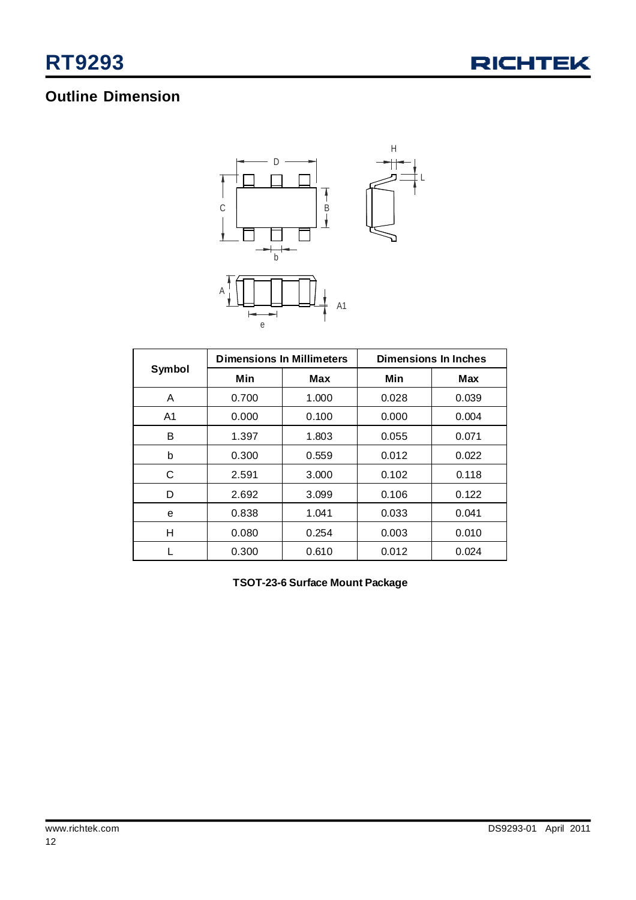## Outline Dimension

| Symbol | Dimensions In Millimeters | | Dimensions In Inches | |
|---|---|---|---|---|
| | Min | Max | Min | Max |
| A | 0.700 | 1.000 | 0.028 | 0.039 |
| A1 | 0.000 | 0.100 | 0.000 | 0.004 |
| B | 1.397 | 1.803 | 0.055 | 0.071 |
| b | 0.300 | 0.559 | 0.012 | 0.022 |
| C | 2.591 | 3.000 | 0.102 | 0.118 |
| D | 2.692 | 3.099 | 0.106 | 0.122 |
| e | 0.838 | 1.041 | 0.033 | 0.041 |
| H | 0.080 | 0.254 | 0.003 | 0.010 |
| L | 0.300 | 0.610 | 0.012 | 0.024 |

**TSOT-23-6 Surface Mount Package**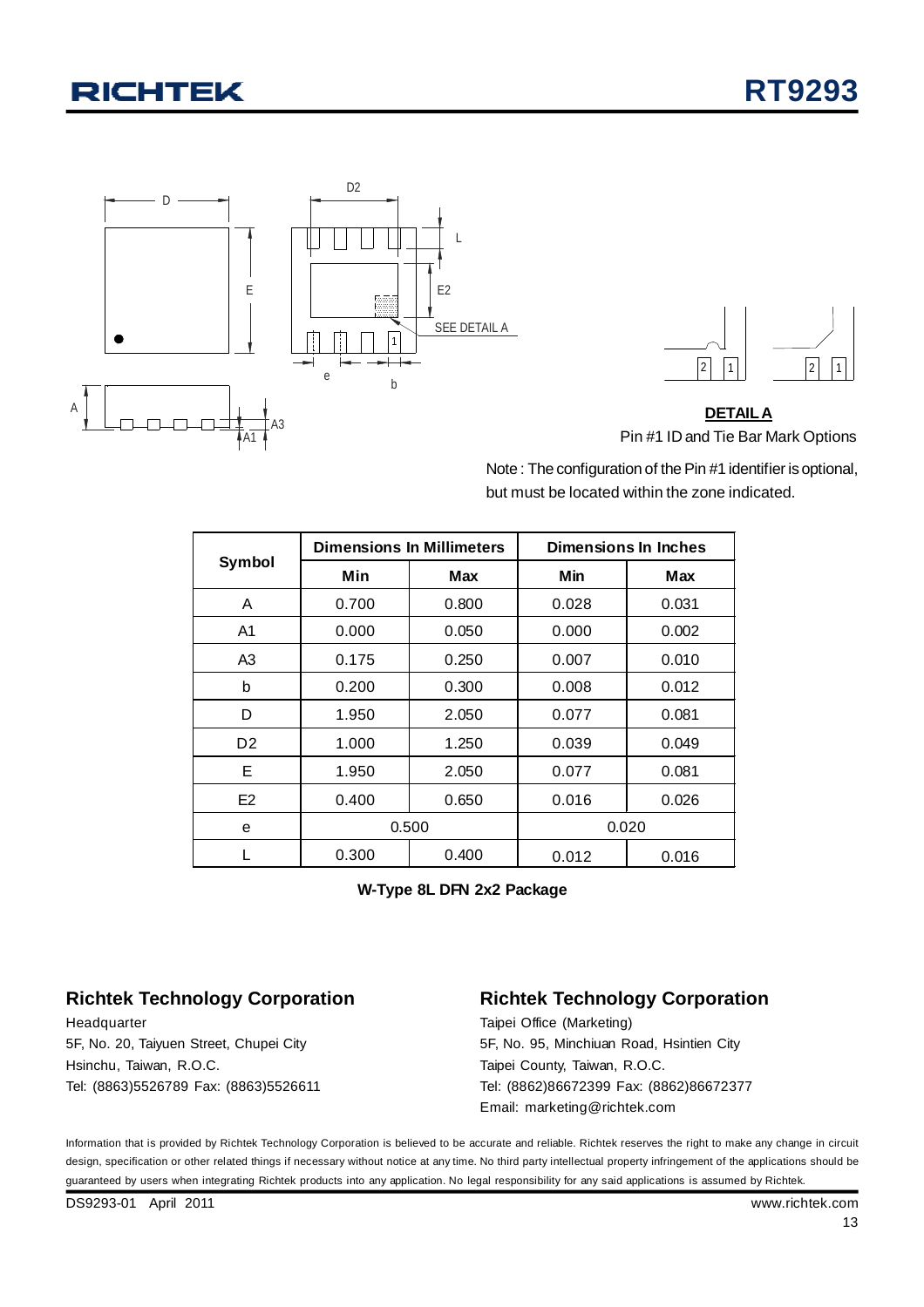DETAIL A

Pin #1 ID and Tie Bar Mark Options

Note : The configuration of the Pin #1 identifier is optional, but must be located within the zone indicated.

| Symbol | Dimensions In Millimeters | | Dimensions In Inches | |
|---|---|---|---|---|
| | Min | Max | Min | Max |
| A | 0.700 | 0.800 | 0.028 | 0.031 |
| A1 | 0.000 | 0.050 | 0.000 | 0.002 |
| A3 | 0.175 | 0.250 | 0.007 | 0.010 |
| b | 0.200 | 0.300 | 0.008 | 0.012 |
| D | 1.950 | 2.050 | 0.077 | 0.081 |
| D2 | 1.000 | 1.250 | 0.039 | 0.049 |
| E | 1.950 | 2.050 | 0.077 | 0.081 |
| E2 | 0.400 | 0.650 | 0.016 | 0.026 |
| e | 0.500 | | 0.020 | |
| L | 0.300 | 0.400 | 0.012 | 0.016 |

**W-Type 8L DFN 2x2 Package**

## Richtek Technology Corporation

Headquarter
5F, No. 20, Taiyuen Street, Chupei City
Hsinchu, Taiwan, R.O.C.
Tel: (8863)5526789 Fax: (8863)5526611

## Richtek Technology Corporation

Taipei Office (Marketing)
5F, No. 95, Minchiuan Road, Hsintien City
Taipei County, Taiwan, R.O.C.
Tel: (8862)86672399 Fax: (8862)86672377
Email: marketing@richtek.com

Information that is provided by Richtek Technology Corporation is believed to be accurate and reliable. Richtek reserves the right to make any change in circuit design, specification or other related things if necessary without notice at any time. No third party intellectual property infringement of the applications should be guaranteed by users when integrating Richtek products into any application. No legal responsibility for any said applications is assumed by Richtek.